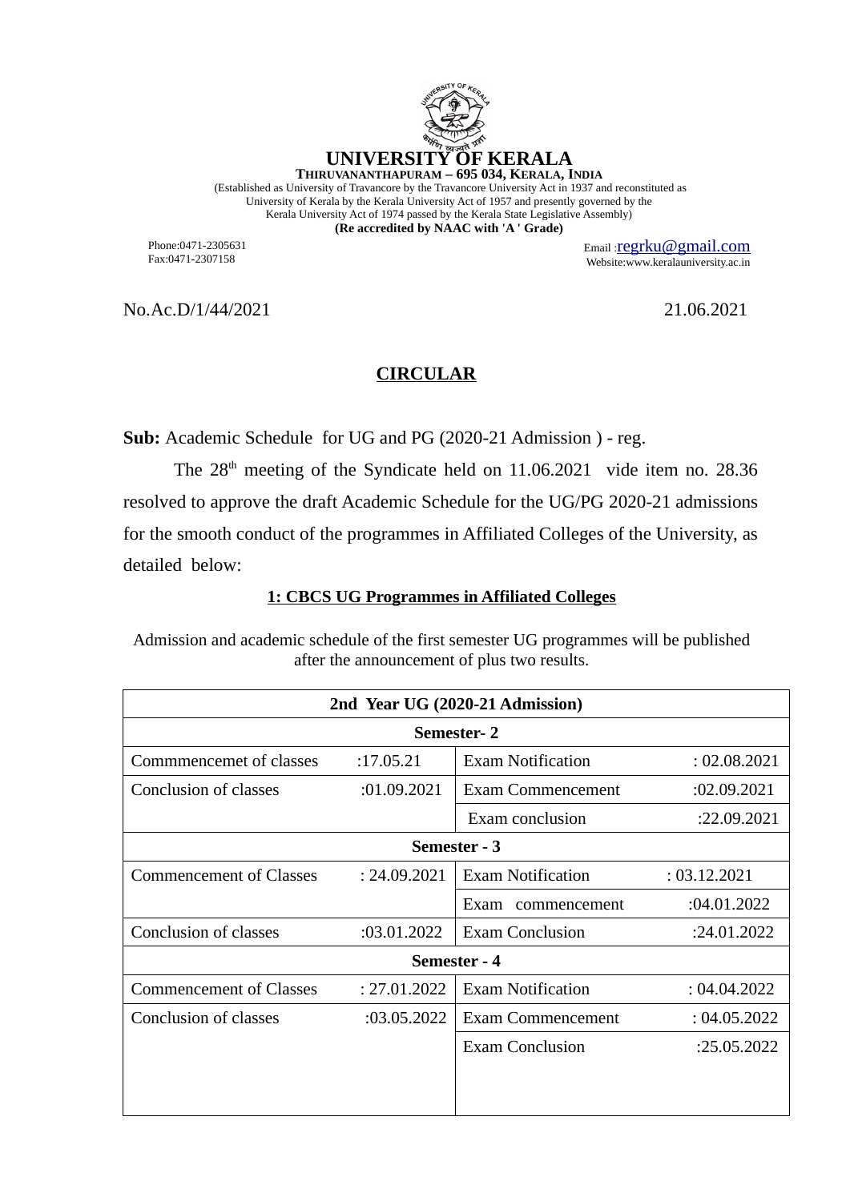# UNIVERSITY OF KERALA

**THIRUVANANTHAPURAM – 695 034, KERALA, INDIA**

(Established as University of Travancore by the Travancore University Act in 1937 and reconstituted as University of Kerala by the Kerala University Act of 1957 and presently governed by the Kerala University Act of 1974 passed by the Kerala State Legislative Assembly)

**(Re accredited by NAAC with 'A ' Grade)**

Phone:0471-2305631
Fax:0471-2307158

Email :regrku@gmail.com
Website:www.keralauniversity.ac.in

No.Ac.D/1/44/2021 21.06.2021

## CIRCULAR

**Sub:** Academic Schedule for UG and PG (2020-21 Admission ) - reg.

The 28th meeting of the Syndicate held on 11.06.2021 vide item no. 28.36 resolved to approve the draft Academic Schedule for the UG/PG 2020-21 admissions for the smooth conduct of the programmes in Affiliated Colleges of the University, as detailed below:

### 1: CBCS UG Programmes in Affiliated Colleges

Admission and academic schedule of the first semester UG programmes will be published after the announcement of plus two results.

| **2nd Year UG (2020-21 Admission)** | | | |
|---|---|---|---|
| **Semester- 2** | | | |
| Commmencemet of classes | :17.05.21 | Exam Notification | : 02.08.2021 |
| Conclusion of classes | :01.09.2021 | Exam Commencement | :02.09.2021 |
| | | Exam conclusion | :22.09.2021 |
| **Semester - 3** | | | |
| Commencement of Classes | : 24.09.2021 | Exam Notification | : 03.12.2021 |
| | | Exam commencement | :04.01.2022 |
| Conclusion of classes | :03.01.2022 | Exam Conclusion | :24.01.2022 |
| **Semester - 4** | | | |
| Commencement of Classes | : 27.01.2022 | Exam Notification | : 04.04.2022 |
| Conclusion of classes | :03.05.2022 | Exam Commencement | : 04.05.2022 |
| | | Exam Conclusion | :25.05.2022 |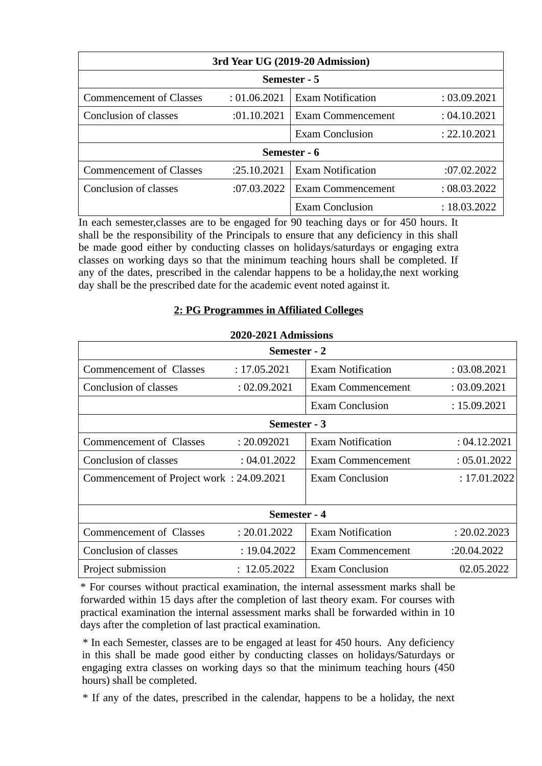| 3rd Year UG (2019-20 Admission) | | | |
|---|---|---|---|
| **Semester - 5** | | | |
| Commencement of Classes | : 01.06.2021 | Exam Notification | : 03.09.2021 |
| Conclusion of classes | :01.10.2021 | Exam Commencement | : 04.10.2021 |
| | | Exam Conclusion | : 22.10.2021 |
| **Semester - 6** | | | |
| Commencement of Classes | :25.10.2021 | Exam Notification | :07.02.2022 |
| Conclusion of classes | :07.03.2022 | Exam Commencement | : 08.03.2022 |
| | | Exam Conclusion | : 18.03.2022 |

In each semester,classes are to be engaged for 90 teaching days or for 450 hours. It shall be the responsibility of the Principals to ensure that any deficiency in this shall be made good either by conducting classes on holidays/saturdays or engaging extra classes on working days so that the minimum teaching hours shall be completed. If any of the dates, prescribed in the calendar happens to be a holiday,the next working day shall be the prescribed date for the academic event noted against it.

## 2: PG Programmes in Affiliated Colleges

**2020-2021 Admissions**

| Semester - 2 | | | |
|---|---|---|---|
| Commencement of Classes | : 17.05.2021 | Exam Notification | : 03.08.2021 |
| Conclusion of classes | : 02.09.2021 | Exam Commencement | : 03.09.2021 |
| | | Exam Conclusion | : 15.09.2021 |
| **Semester - 3** | | | |
| Commencement of Classes | : 20.092021 | Exam Notification | : 04.12.2021 |
| Conclusion of classes | : 04.01.2022 | Exam Commencement | : 05.01.2022 |
| Commencement of Project work | : 24.09.2021 | Exam Conclusion | : 17.01.2022 |
| **Semester - 4** | | | |
| Commencement of Classes | : 20.01.2022 | Exam Notification | : 20.02.2023 |
| Conclusion of classes | : 19.04.2022 | Exam Commencement | :20.04.2022 |
| Project submission | : 12.05.2022 | Exam Conclusion | 02.05.2022 |

* For courses without practical examination, the internal assessment marks shall be forwarded within 15 days after the completion of last theory exam. For courses with practical examination the internal assessment marks shall be forwarded within in 10 days after the completion of last practical examination.

* In each Semester, classes are to be engaged at least for 450 hours. Any deficiency in this shall be made good either by conducting classes on holidays/Saturdays or engaging extra classes on working days so that the minimum teaching hours (450 hours) shall be completed.

* If any of the dates, prescribed in the calendar, happens to be a holiday, the next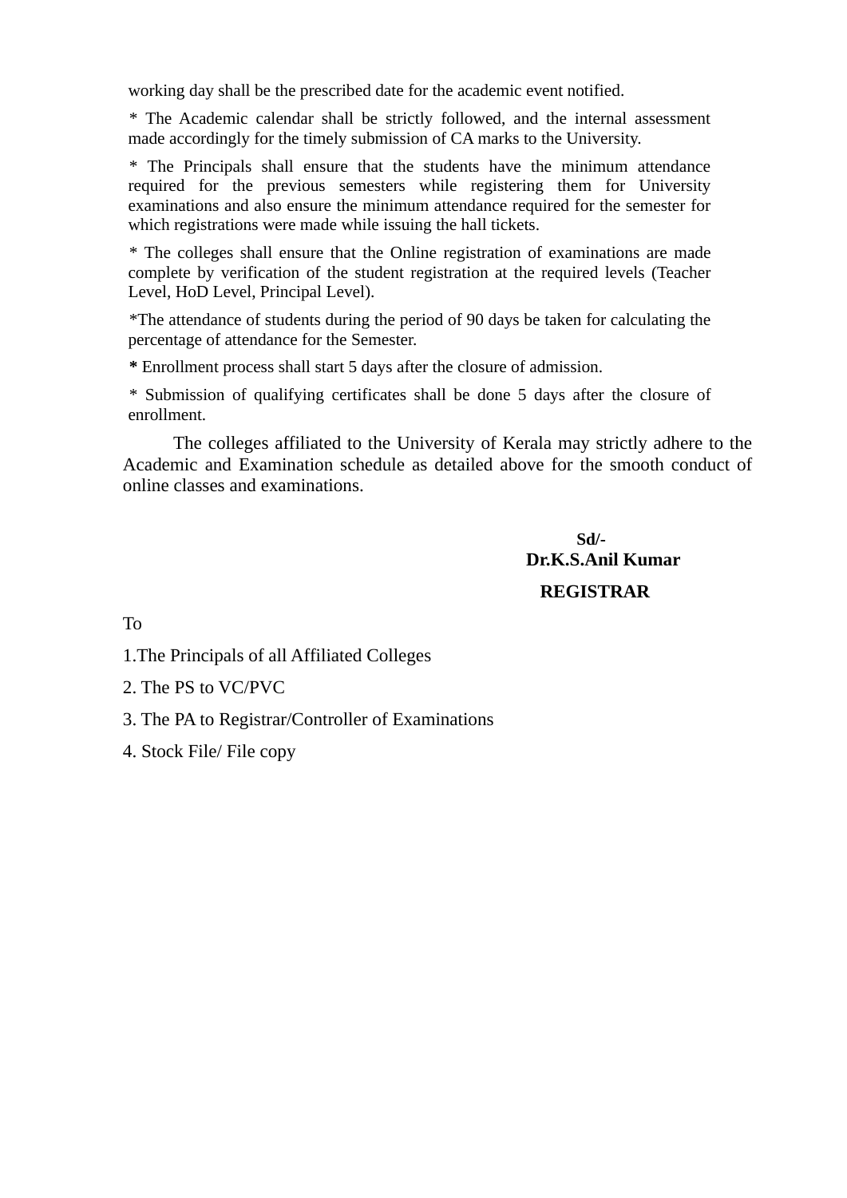working day shall be the prescribed date for the academic event notified.

* The Academic calendar shall be strictly followed, and the internal assessment made accordingly for the timely submission of CA marks to the University.

* The Principals shall ensure that the students have the minimum attendance required for the previous semesters while registering them for University examinations and also ensure the minimum attendance required for the semester for which registrations were made while issuing the hall tickets.

* The colleges shall ensure that the Online registration of examinations are made complete by verification of the student registration at the required levels (Teacher Level, HoD Level, Principal Level).

*The attendance of students during the period of 90 days be taken for calculating the percentage of attendance for the Semester.

**\*** Enrollment process shall start 5 days after the closure of admission.

* Submission of qualifying certificates shall be done 5 days after the closure of enrollment.

The colleges affiliated to the University of Kerala may strictly adhere to the Academic and Examination schedule as detailed above for the smooth conduct of online classes and examinations.

**Sd/-**
**Dr.K.S.Anil Kumar**

**REGISTRAR**

To

1.The Principals of all Affiliated Colleges

2. The PS to VC/PVC

3. The PA to Registrar/Controller of Examinations

4. Stock File/ File copy